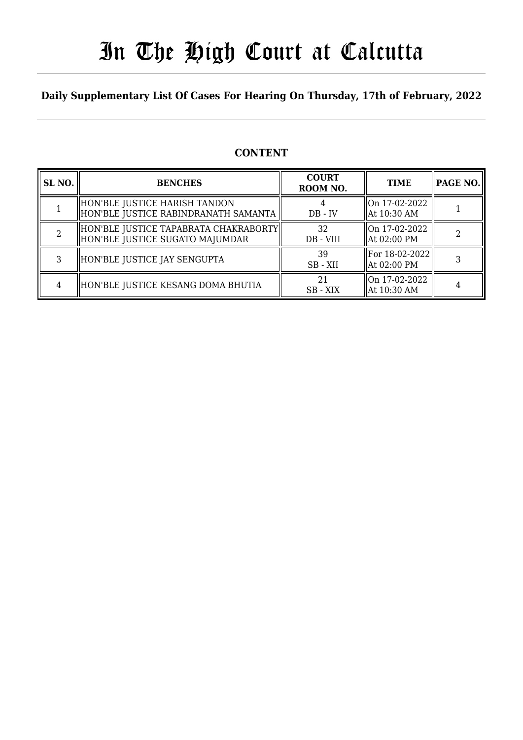# In The High Court at Calcutta

**Daily Supplementary List Of Cases For Hearing On Thursday, 17th of February, 2022**

## CONTENT

| SL NO. | BENCHES | COURT ROOM NO. | TIME | PAGE NO. |
|---|---|---|---|---|
| 1 | HON'BLE JUSTICE HARISH TANDON<br>HON'BLE JUSTICE RABINDRANATH SAMANTA | 4<br>DB - IV | On 17-02-2022<br>At 10:30 AM | 1 |
| 2 | HON'BLE JUSTICE TAPABRATA CHAKRABORTY<br>HON'BLE JUSTICE SUGATO MAJUMDAR | 32<br>DB - VIII | On 17-02-2022<br>At 02:00 PM | 2 |
| 3 | HON'BLE JUSTICE JAY SENGUPTA | 39<br>SB - XII | For 18-02-2022<br>At 02:00 PM | 3 |
| 4 | HON'BLE JUSTICE KESANG DOMA BHUTIA | 21<br>SB - XIX | On 17-02-2022<br>At 10:30 AM | 4 |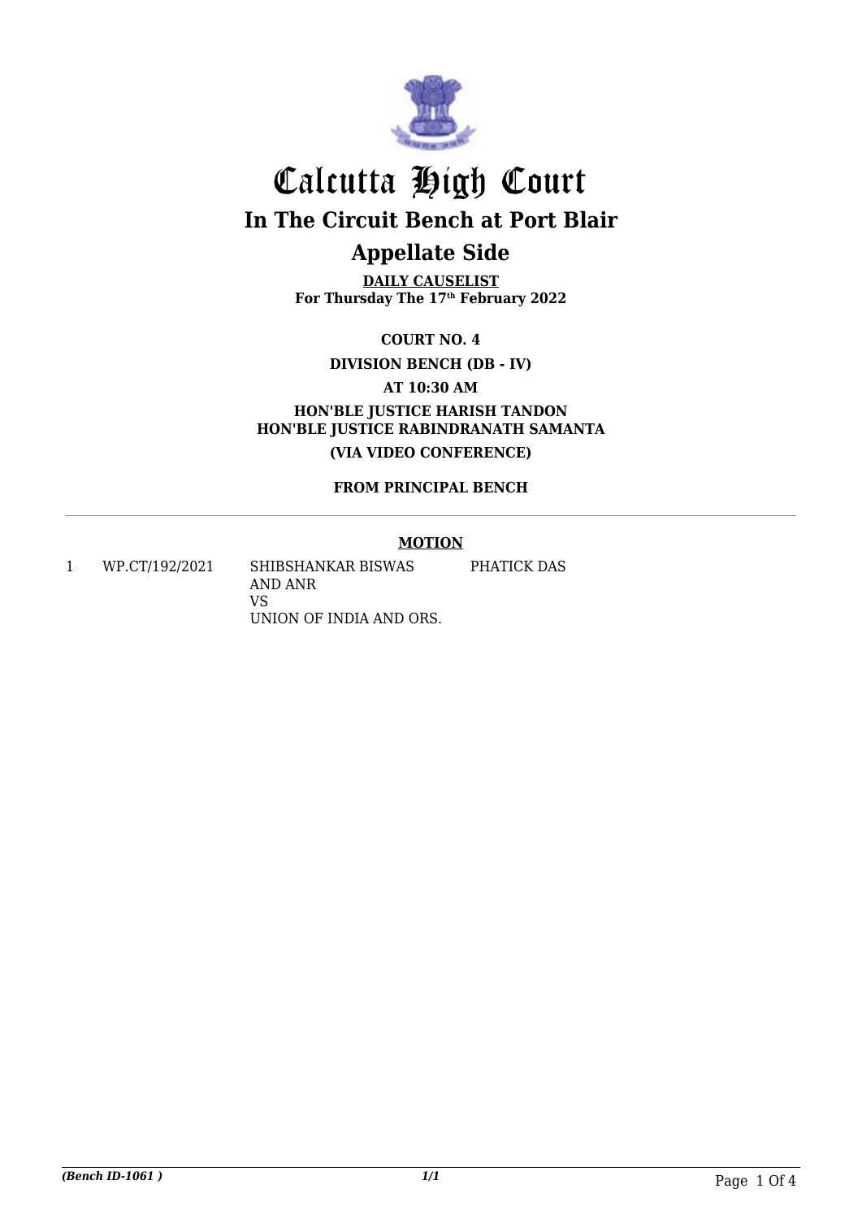# Calcutta High Court

## In The Circuit Bench at Port Blair

## Appellate Side

**DAILY CAUSELIST**
**For Thursday The 17th February 2022**

**COURT NO. 4**

**DIVISION BENCH (DB - IV)**

**AT 10:30 AM**

**HON'BLE JUSTICE HARISH TANDON**
**HON'BLE JUSTICE RABINDRANATH SAMANTA**

**(VIA VIDEO CONFERENCE)**

**FROM PRINCIPAL BENCH**

**MOTION**

| | | | |
|---|---|---|---|
| 1 | WP.CT/192/2021 | SHIBSHANKAR BISWAS AND ANR VS UNION OF INDIA AND ORS. | PHATICK DAS |

*(Bench ID-1061 )* *1/1*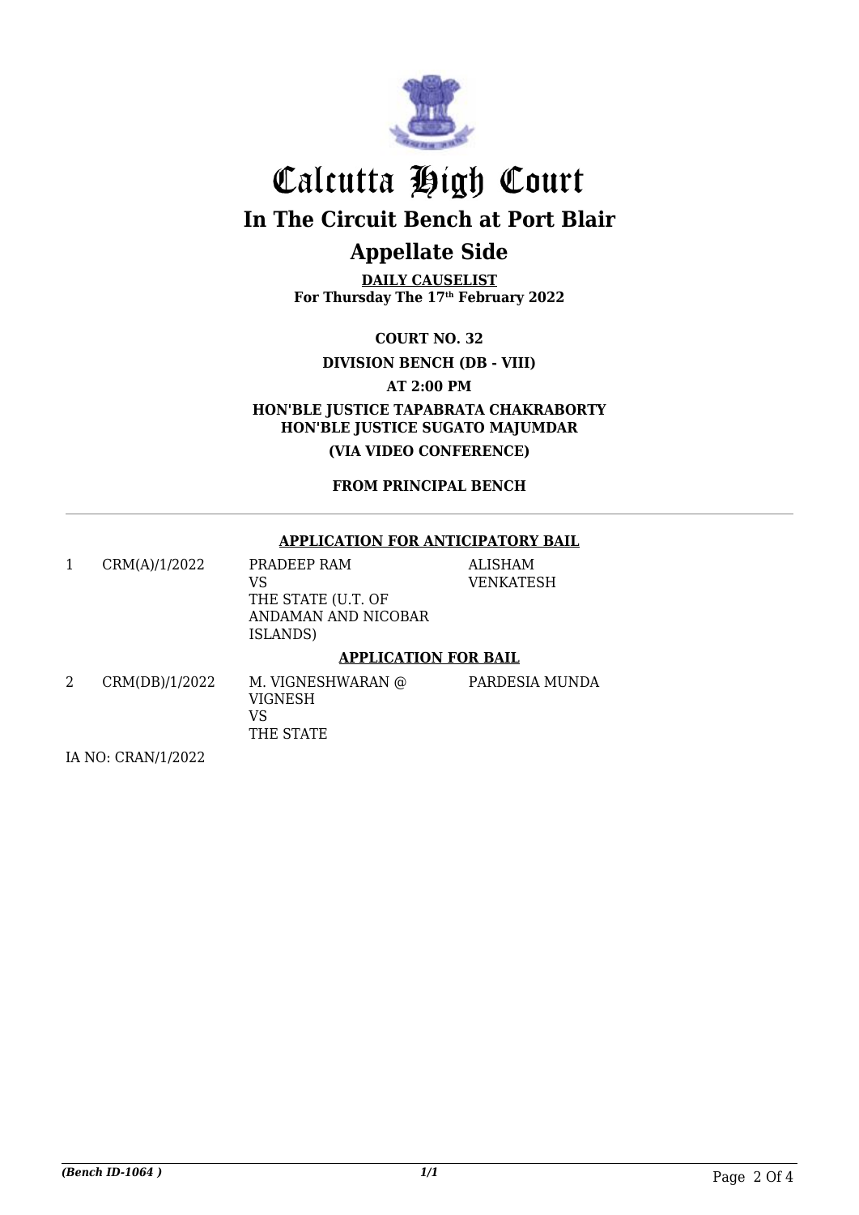# Calcutta High Court

## In The Circuit Bench at Port Blair

## Appellate Side

**DAILY CAUSELIST**
**For Thursday The 17th February 2022**

**COURT NO. 32**

**DIVISION BENCH (DB - VIII)**

**AT 2:00 PM**

**HON'BLE JUSTICE TAPABRATA CHAKRABORTY**
**HON'BLE JUSTICE SUGATO MAJUMDAR**

**(VIA VIDEO CONFERENCE)**

**FROM PRINCIPAL BENCH**

---

**APPLICATION FOR ANTICIPATORY BAIL**

| | | | |
|---|---|---|---|
| 1 | CRM(A)/1/2022 | PRADEEP RAM VS THE STATE (U.T. OF ANDAMAN AND NICOBAR ISLANDS) | ALISHAM VENKATESH |

**APPLICATION FOR BAIL**

| | | | |
|---|---|---|---|
| 2 | CRM(DB)/1/2022 | M. VIGNESHWARAN @ VIGNESH VS THE STATE | PARDESIA MUNDA |

IA NO: CRAN/1/2022

*(Bench ID-1064 )*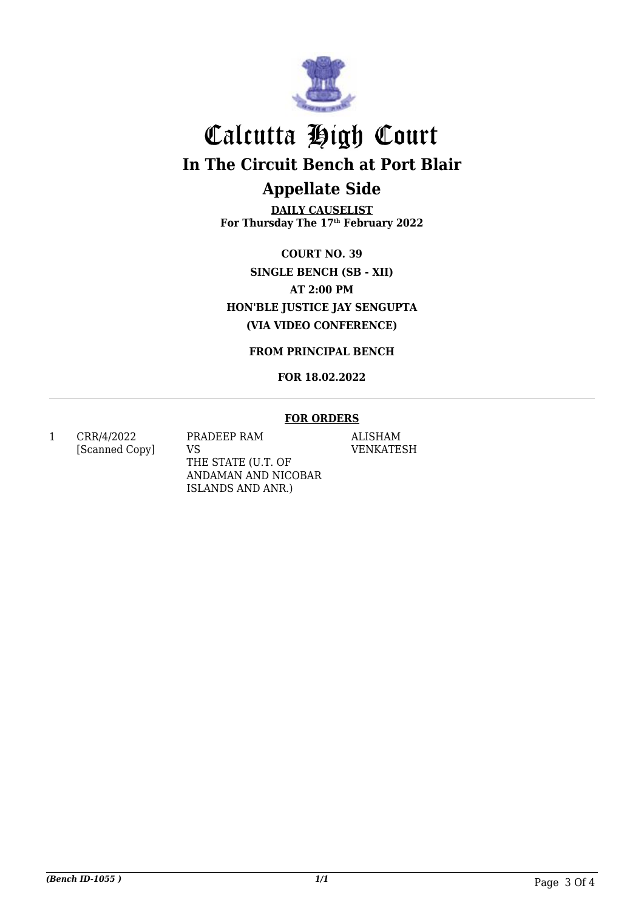# Calcutta High Court

## In The Circuit Bench at Port Blair

## Appellate Side

**DAILY CAUSELIST**
**For Thursday The 17th February 2022**

**COURT NO. 39**
**SINGLE BENCH (SB - XII)**
**AT 2:00 PM**
**HON'BLE JUSTICE JAY SENGUPTA**
**(VIA VIDEO CONFERENCE)**

**FROM PRINCIPAL BENCH**

**FOR 18.02.2022**

**FOR ORDERS**

| | | | |
|---|---|---|---|
| 1 | CRR/4/2022 [Scanned Copy] | PRADEEP RAM VS THE STATE (U.T. OF ANDAMAN AND NICOBAR ISLANDS AND ANR.) | ALISHAM VENKATESH |

*(Bench ID-1055 )* 1/1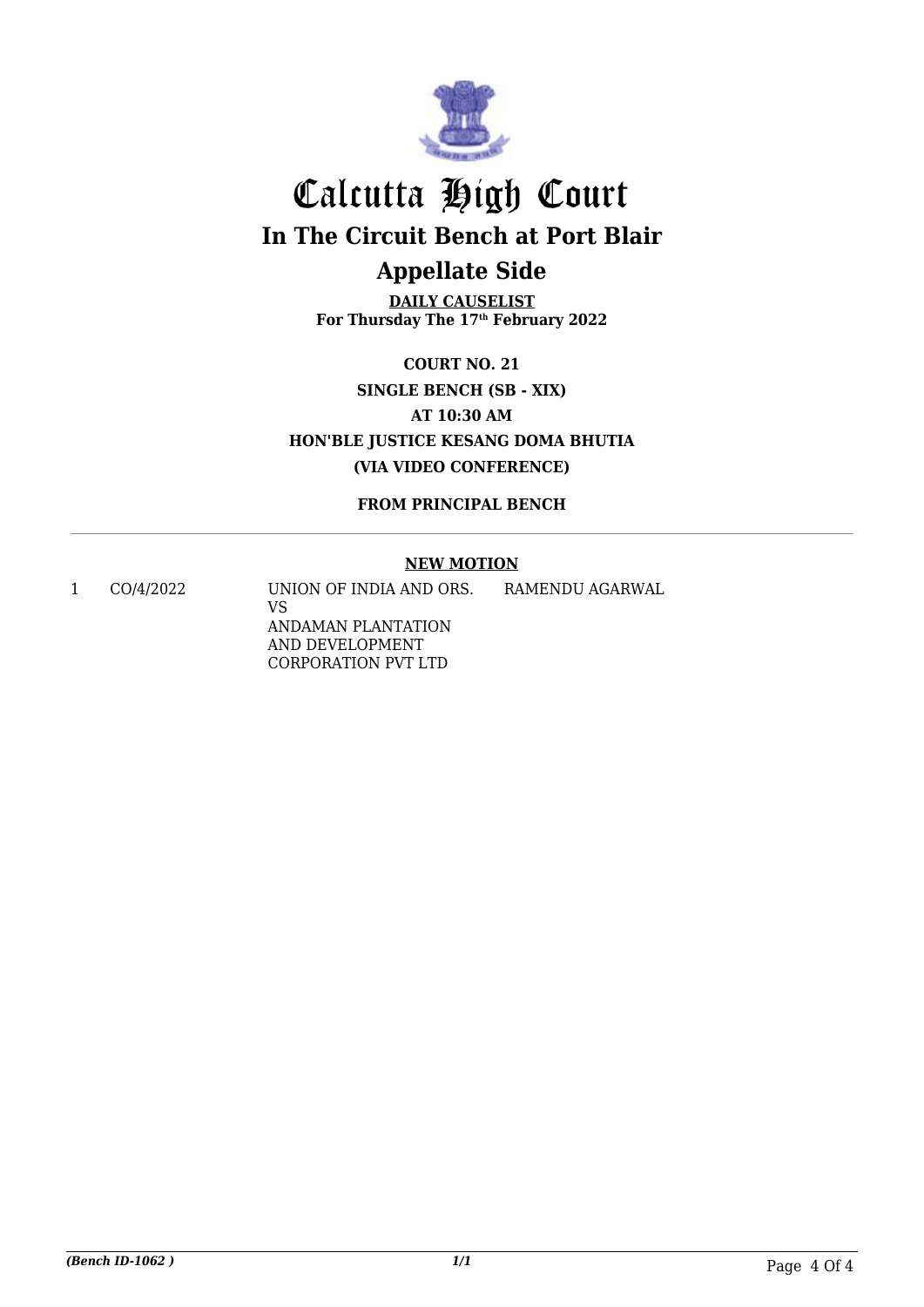# Calcutta High Court

## In The Circuit Bench at Port Blair

## Appellate Side

**DAILY CAUSELIST**
**For Thursday The 17th February 2022**

**COURT NO. 21**
**SINGLE BENCH (SB - XIX)**
**AT 10:30 AM**
**HON'BLE JUSTICE KESANG DOMA BHUTIA**
**(VIA VIDEO CONFERENCE)**

**FROM PRINCIPAL BENCH**

**NEW MOTION**

| | | | |
|---|---|---|---|
| 1 | CO/4/2022 | UNION OF INDIA AND ORS. VS ANDAMAN PLANTATION AND DEVELOPMENT CORPORATION PVT LTD | RAMENDU AGARWAL |

*(Bench ID-1062 )* *1/1*